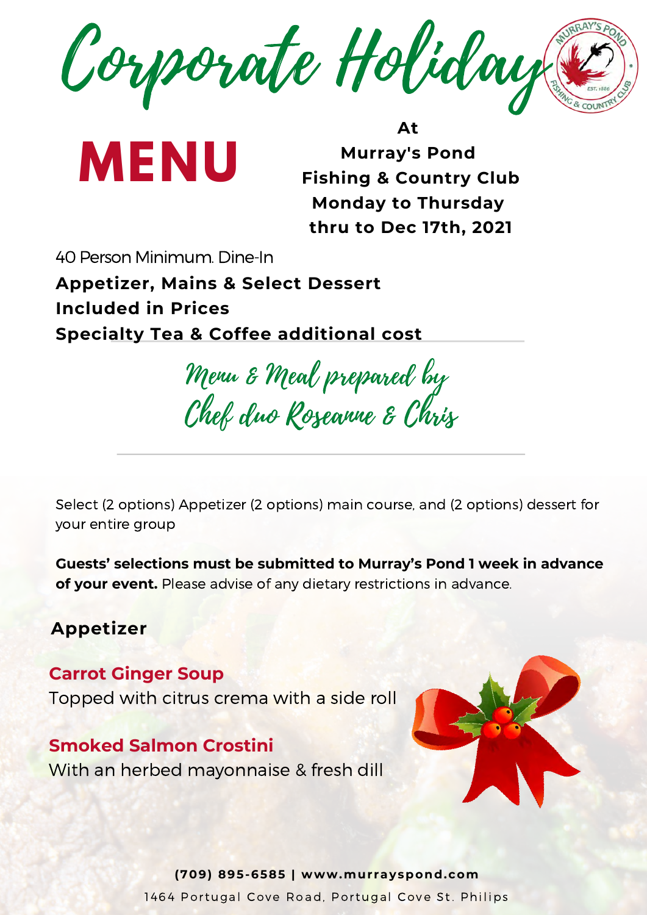# Corporate Holiday

# MENU

**At**
**Murray's Pond**
**Fishing & Country Club**
**Monday to Thursday**
**thru to Dec 17th, 2021**

40 Person Minimum. Dine-In

**Appetizer, Mains & Select Dessert**
**Included in Prices**
**Specialty Tea & Coffee additional cost**

*Menu & Meal prepared by*
*Chef duo Roseanne & Chris*

---

Select (2 options) Appetizer (2 options) main course, and (2 options) dessert for your entire group

**Guests' selections must be submitted to Murray's Pond 1 week in advance of your event.** Please advise of any dietary restrictions in advance.

## Appetizer

### Carrot Ginger Soup

Topped with citrus crema with a side roll

### Smoked Salmon Crostini

With an herbed mayonnaise & fresh dill

**(709) 895-6585 | www.murrayspond.com**

1464 Portugal Cove Road, Portugal Cove St. Philips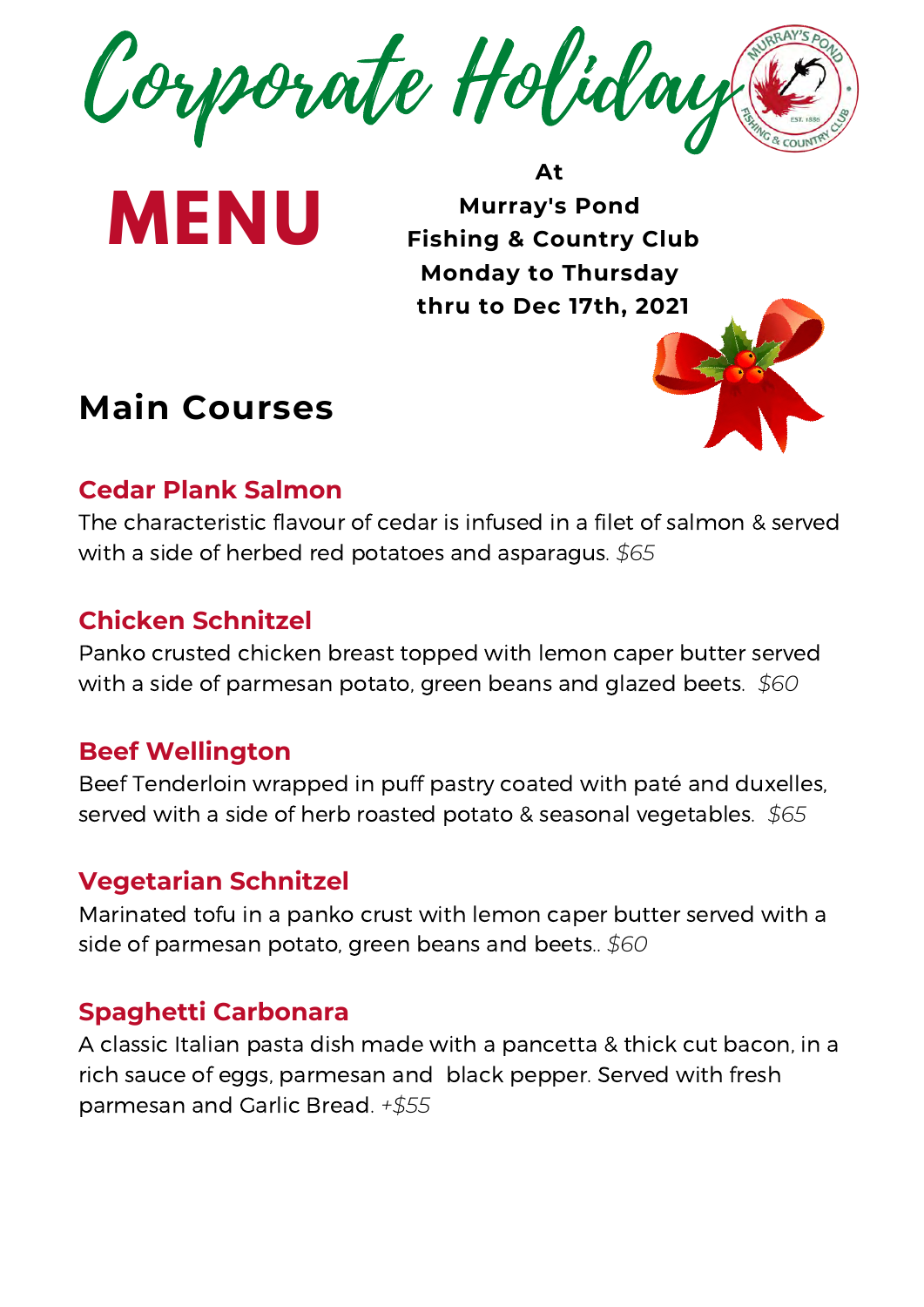# Corporate Holiday

# MENU

**At**
**Murray's Pond**
**Fishing & Country Club**
**Monday to Thursday**
**thru to Dec 17th, 2021**

## Main Courses

### Cedar Plank Salmon

The characteristic flavour of cedar is infused in a filet of salmon & served with a side of herbed red potatoes and asparagus. *$65*

### Chicken Schnitzel

Panko crusted chicken breast topped with lemon caper butter served with a side of parmesan potato, green beans and glazed beets. *$60*

### Beef Wellington

Beef Tenderloin wrapped in puff pastry coated with paté and duxelles, served with a side of herb roasted potato & seasonal vegetables. *$65*

### Vegetarian Schnitzel

Marinated tofu in a panko crust with lemon caper butter served with a side of parmesan potato, green beans and beets.. *$60*

### Spaghetti Carbonara

A classic Italian pasta dish made with a pancetta & thick cut bacon, in a rich sauce of eggs, parmesan and black pepper. Served with fresh parmesan and Garlic Bread. *+$55*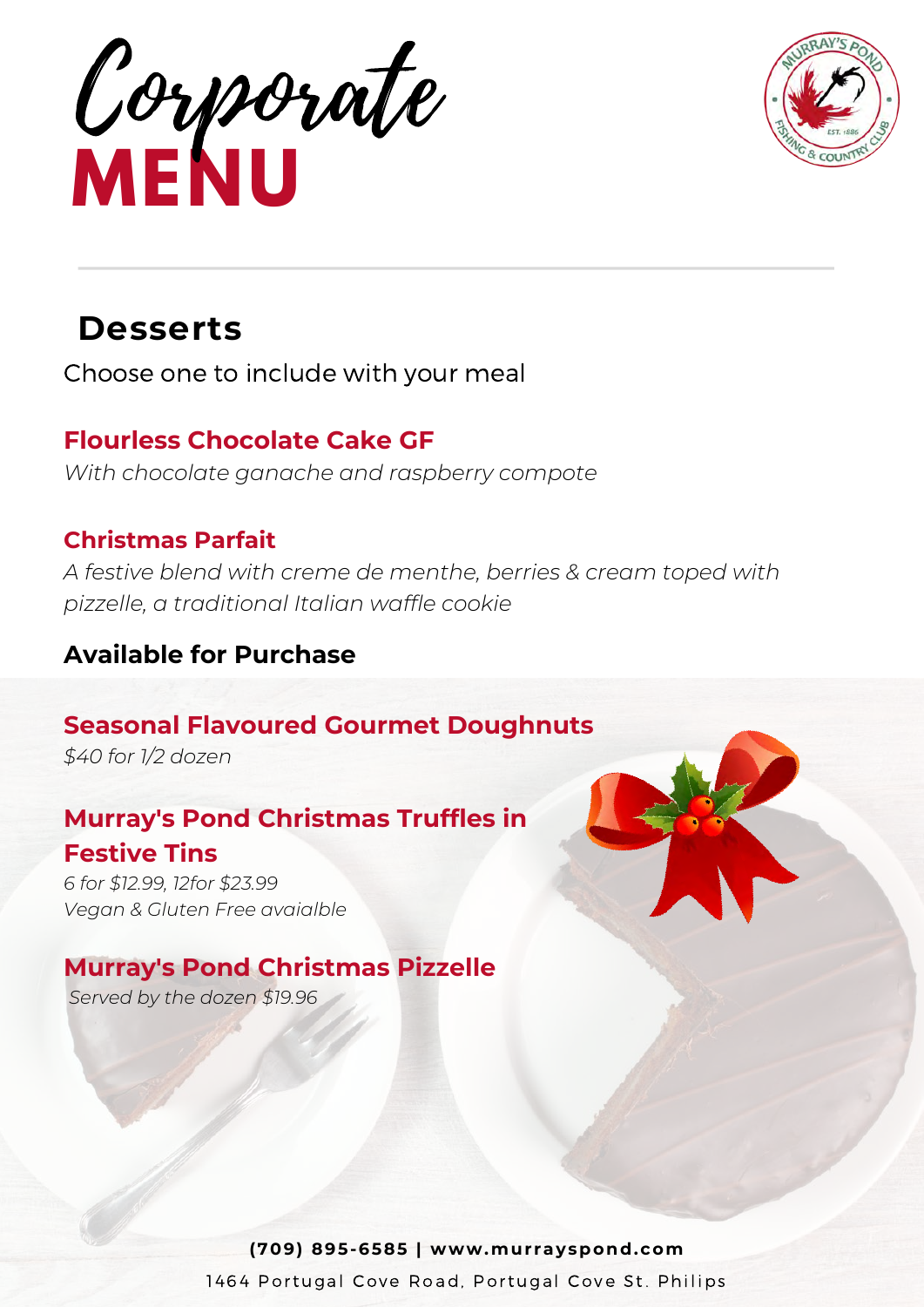# Corporate MENU

## Desserts

Choose one to include with your meal

**Flourless Chocolate Cake GF**

*With chocolate ganache and raspberry compote*

**Christmas Parfait**

*A festive blend with creme de menthe, berries & cream toped with pizzelle, a traditional Italian waffle cookie*

### Available for Purchase

**Seasonal Flavoured Gourmet Doughnuts**

*$40 for 1/2 dozen*

**Murray's Pond Christmas Truffles in Festive Tins**

*6 for $12.99, 12for $23.99*

*Vegan & Gluten Free avaialble*

**Murray's Pond Christmas Pizzelle**

*Served by the dozen $19.96*

**(709) 895-6585 | www.murrayspond.com**

1464 Portugal Cove Road, Portugal Cove St. Philips